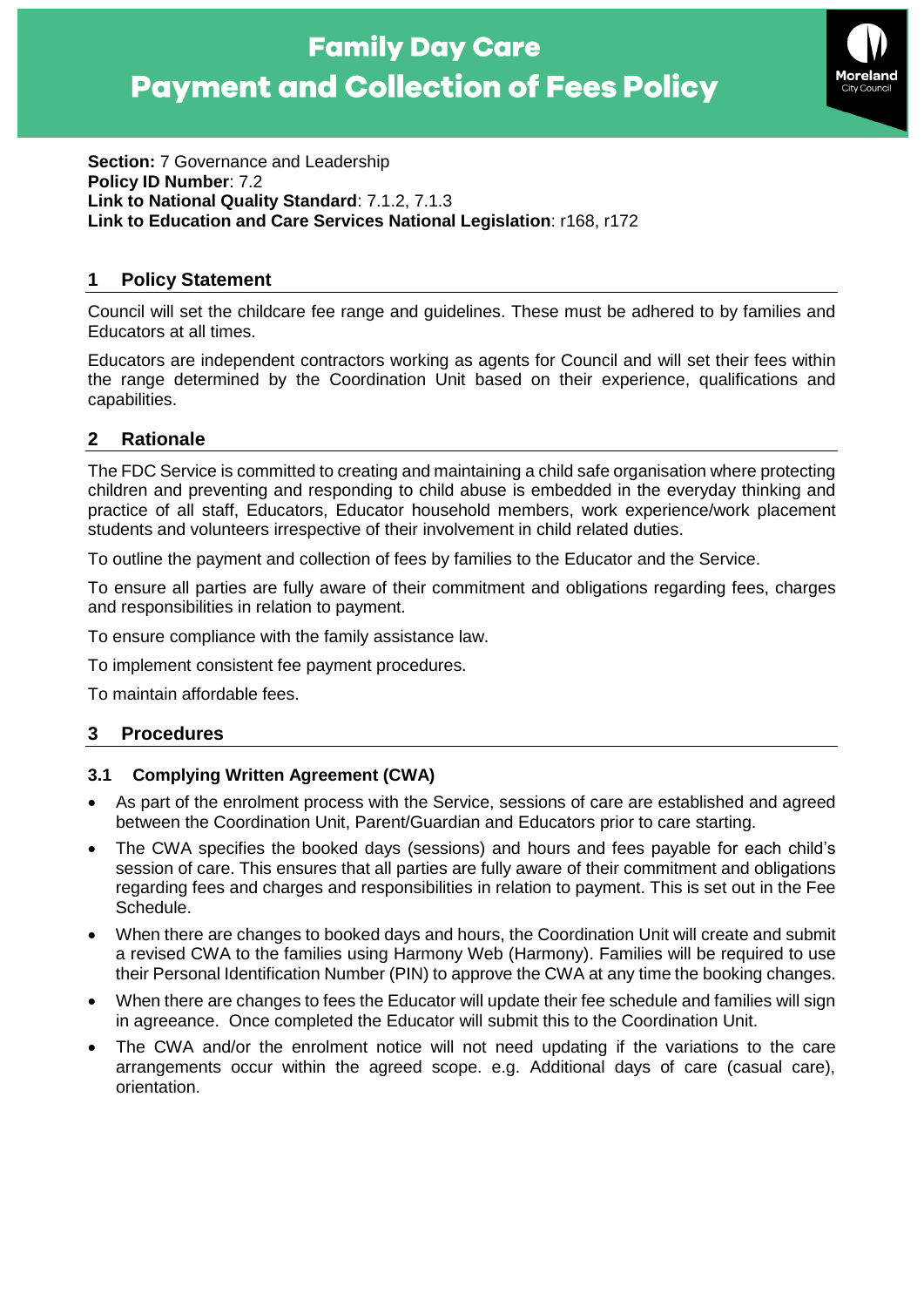# Family Day Care
# Payment and Collection of Fees Policy

Moreland City Council

**Section:** 7 Governance and Leadership
**Policy ID Number**: 7.2
**Link to National Quality Standard**: 7.1.2, 7.1.3
**Link to Education and Care Services National Legislation**: r168, r172

## 1 Policy Statement

Council will set the childcare fee range and guidelines. These must be adhered to by families and Educators at all times.

Educators are independent contractors working as agents for Council and will set their fees within the range determined by the Coordination Unit based on their experience, qualifications and capabilities.

## 2 Rationale

The FDC Service is committed to creating and maintaining a child safe organisation where protecting children and preventing and responding to child abuse is embedded in the everyday thinking and practice of all staff, Educators, Educator household members, work experience/work placement students and volunteers irrespective of their involvement in child related duties.

To outline the payment and collection of fees by families to the Educator and the Service.

To ensure all parties are fully aware of their commitment and obligations regarding fees, charges and responsibilities in relation to payment.

To ensure compliance with the family assistance law.

To implement consistent fee payment procedures.

To maintain affordable fees.

## 3 Procedures

### 3.1 Complying Written Agreement (CWA)

- As part of the enrolment process with the Service, sessions of care are established and agreed between the Coordination Unit, Parent/Guardian and Educators prior to care starting.
- The CWA specifies the booked days (sessions) and hours and fees payable for each child's session of care. This ensures that all parties are fully aware of their commitment and obligations regarding fees and charges and responsibilities in relation to payment. This is set out in the Fee Schedule.
- When there are changes to booked days and hours, the Coordination Unit will create and submit a revised CWA to the families using Harmony Web (Harmony). Families will be required to use their Personal Identification Number (PIN) to approve the CWA at any time the booking changes.
- When there are changes to fees the Educator will update their fee schedule and families will sign in agreeance. Once completed the Educator will submit this to the Coordination Unit.
- The CWA and/or the enrolment notice will not need updating if the variations to the care arrangements occur within the agreed scope. e.g. Additional days of care (casual care), orientation.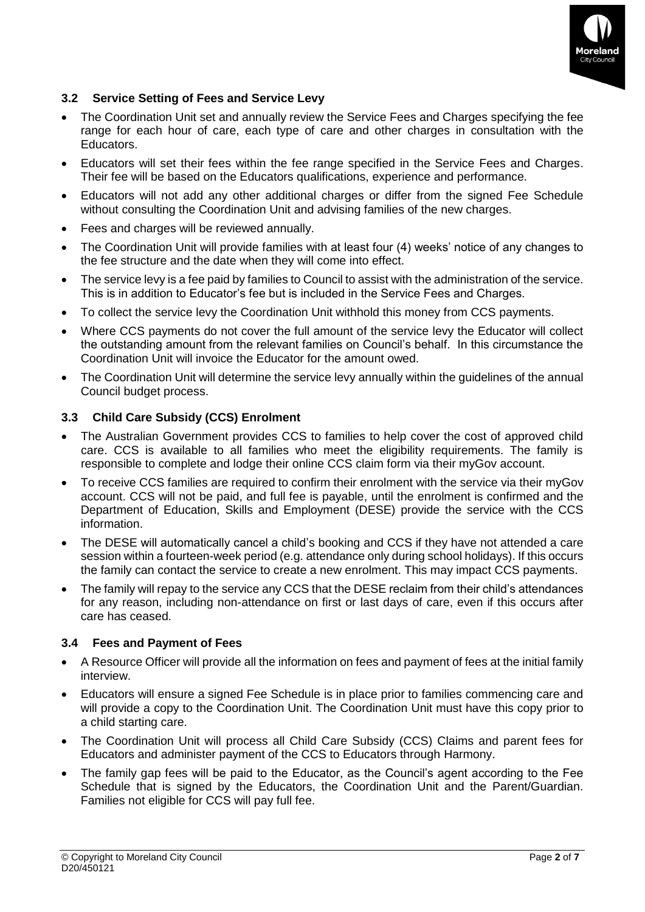### 3.2 Service Setting of Fees and Service Levy

- The Coordination Unit set and annually review the Service Fees and Charges specifying the fee range for each hour of care, each type of care and other charges in consultation with the Educators.
- Educators will set their fees within the fee range specified in the Service Fees and Charges. Their fee will be based on the Educators qualifications, experience and performance.
- Educators will not add any other additional charges or differ from the signed Fee Schedule without consulting the Coordination Unit and advising families of the new charges.
- Fees and charges will be reviewed annually.
- The Coordination Unit will provide families with at least four (4) weeks' notice of any changes to the fee structure and the date when they will come into effect.
- The service levy is a fee paid by families to Council to assist with the administration of the service. This is in addition to Educator's fee but is included in the Service Fees and Charges.
- To collect the service levy the Coordination Unit withhold this money from CCS payments.
- Where CCS payments do not cover the full amount of the service levy the Educator will collect the outstanding amount from the relevant families on Council's behalf. In this circumstance the Coordination Unit will invoice the Educator for the amount owed.
- The Coordination Unit will determine the service levy annually within the guidelines of the annual Council budget process.

### 3.3 Child Care Subsidy (CCS) Enrolment

- The Australian Government provides CCS to families to help cover the cost of approved child care. CCS is available to all families who meet the eligibility requirements. The family is responsible to complete and lodge their online CCS claim form via their myGov account.
- To receive CCS families are required to confirm their enrolment with the service via their myGov account. CCS will not be paid, and full fee is payable, until the enrolment is confirmed and the Department of Education, Skills and Employment (DESE) provide the service with the CCS information.
- The DESE will automatically cancel a child's booking and CCS if they have not attended a care session within a fourteen-week period (e.g. attendance only during school holidays). If this occurs the family can contact the service to create a new enrolment. This may impact CCS payments.
- The family will repay to the service any CCS that the DESE reclaim from their child's attendances for any reason, including non-attendance on first or last days of care, even if this occurs after care has ceased.

### 3.4 Fees and Payment of Fees

- A Resource Officer will provide all the information on fees and payment of fees at the initial family interview.
- Educators will ensure a signed Fee Schedule is in place prior to families commencing care and will provide a copy to the Coordination Unit. The Coordination Unit must have this copy prior to a child starting care.
- The Coordination Unit will process all Child Care Subsidy (CCS) Claims and parent fees for Educators and administer payment of the CCS to Educators through Harmony.
- The family gap fees will be paid to the Educator, as the Council's agent according to the Fee Schedule that is signed by the Educators, the Coordination Unit and the Parent/Guardian. Families not eligible for CCS will pay full fee.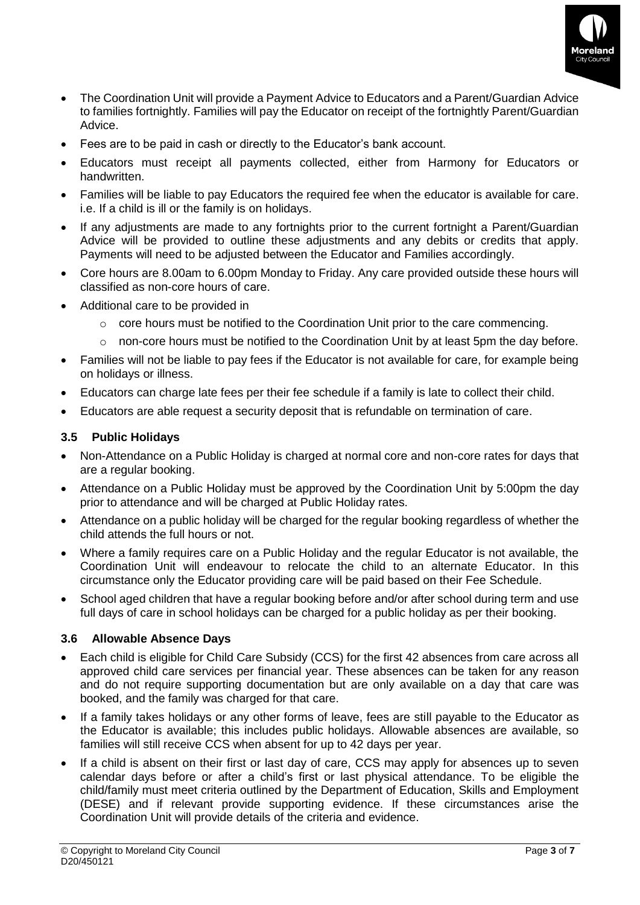- The Coordination Unit will provide a Payment Advice to Educators and a Parent/Guardian Advice to families fortnightly. Families will pay the Educator on receipt of the fortnightly Parent/Guardian Advice.
- Fees are to be paid in cash or directly to the Educator's bank account.
- Educators must receipt all payments collected, either from Harmony for Educators or handwritten.
- Families will be liable to pay Educators the required fee when the educator is available for care. i.e. If a child is ill or the family is on holidays.
- If any adjustments are made to any fortnights prior to the current fortnight a Parent/Guardian Advice will be provided to outline these adjustments and any debits or credits that apply. Payments will need to be adjusted between the Educator and Families accordingly.
- Core hours are 8.00am to 6.00pm Monday to Friday. Any care provided outside these hours will classified as non-core hours of care.
- Additional care to be provided in
  - core hours must be notified to the Coordination Unit prior to the care commencing.
  - non-core hours must be notified to the Coordination Unit by at least 5pm the day before.
- Families will not be liable to pay fees if the Educator is not available for care, for example being on holidays or illness.
- Educators can charge late fees per their fee schedule if a family is late to collect their child.
- Educators are able request a security deposit that is refundable on termination of care.

### 3.5 Public Holidays

- Non-Attendance on a Public Holiday is charged at normal core and non-core rates for days that are a regular booking.
- Attendance on a Public Holiday must be approved by the Coordination Unit by 5:00pm the day prior to attendance and will be charged at Public Holiday rates.
- Attendance on a public holiday will be charged for the regular booking regardless of whether the child attends the full hours or not.
- Where a family requires care on a Public Holiday and the regular Educator is not available, the Coordination Unit will endeavour to relocate the child to an alternate Educator. In this circumstance only the Educator providing care will be paid based on their Fee Schedule.
- School aged children that have a regular booking before and/or after school during term and use full days of care in school holidays can be charged for a public holiday as per their booking.

### 3.6 Allowable Absence Days

- Each child is eligible for Child Care Subsidy (CCS) for the first 42 absences from care across all approved child care services per financial year. These absences can be taken for any reason and do not require supporting documentation but are only available on a day that care was booked, and the family was charged for that care.
- If a family takes holidays or any other forms of leave, fees are still payable to the Educator as the Educator is available; this includes public holidays. Allowable absences are available, so families will still receive CCS when absent for up to 42 days per year.
- If a child is absent on their first or last day of care, CCS may apply for absences up to seven calendar days before or after a child's first or last physical attendance. To be eligible the child/family must meet criteria outlined by the Department of Education, Skills and Employment (DESE) and if relevant provide supporting evidence. If these circumstances arise the Coordination Unit will provide details of the criteria and evidence.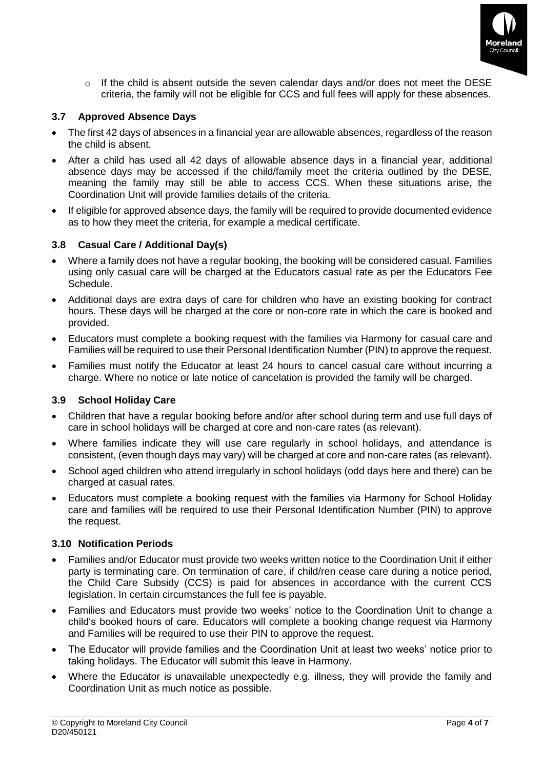- If the child is absent outside the seven calendar days and/or does not meet the DESE criteria, the family will not be eligible for CCS and full fees will apply for these absences.

### 3.7 Approved Absence Days

- The first 42 days of absences in a financial year are allowable absences, regardless of the reason the child is absent.
- After a child has used all 42 days of allowable absence days in a financial year, additional absence days may be accessed if the child/family meet the criteria outlined by the DESE, meaning the family may still be able to access CCS. When these situations arise, the Coordination Unit will provide families details of the criteria.
- If eligible for approved absence days, the family will be required to provide documented evidence as to how they meet the criteria, for example a medical certificate.

### 3.8 Casual Care / Additional Day(s)

- Where a family does not have a regular booking, the booking will be considered casual. Families using only casual care will be charged at the Educators casual rate as per the Educators Fee Schedule.
- Additional days are extra days of care for children who have an existing booking for contract hours. These days will be charged at the core or non-core rate in which the care is booked and provided.
- Educators must complete a booking request with the families via Harmony for casual care and Families will be required to use their Personal Identification Number (PIN) to approve the request.
- Families must notify the Educator at least 24 hours to cancel casual care without incurring a charge. Where no notice or late notice of cancelation is provided the family will be charged.

### 3.9 School Holiday Care

- Children that have a regular booking before and/or after school during term and use full days of care in school holidays will be charged at core and non-care rates (as relevant).
- Where families indicate they will use care regularly in school holidays, and attendance is consistent, (even though days may vary) will be charged at core and non-care rates (as relevant).
- School aged children who attend irregularly in school holidays (odd days here and there) can be charged at casual rates.
- Educators must complete a booking request with the families via Harmony for School Holiday care and families will be required to use their Personal Identification Number (PIN) to approve the request.

### 3.10 Notification Periods

- Families and/or Educator must provide two weeks written notice to the Coordination Unit if either party is terminating care. On termination of care, if child/ren cease care during a notice period, the Child Care Subsidy (CCS) is paid for absences in accordance with the current CCS legislation. In certain circumstances the full fee is payable.
- Families and Educators must provide two weeks' notice to the Coordination Unit to change a child's booked hours of care. Educators will complete a booking change request via Harmony and Families will be required to use their PIN to approve the request.
- The Educator will provide families and the Coordination Unit at least two weeks' notice prior to taking holidays. The Educator will submit this leave in Harmony.
- Where the Educator is unavailable unexpectedly e.g. illness, they will provide the family and Coordination Unit as much notice as possible.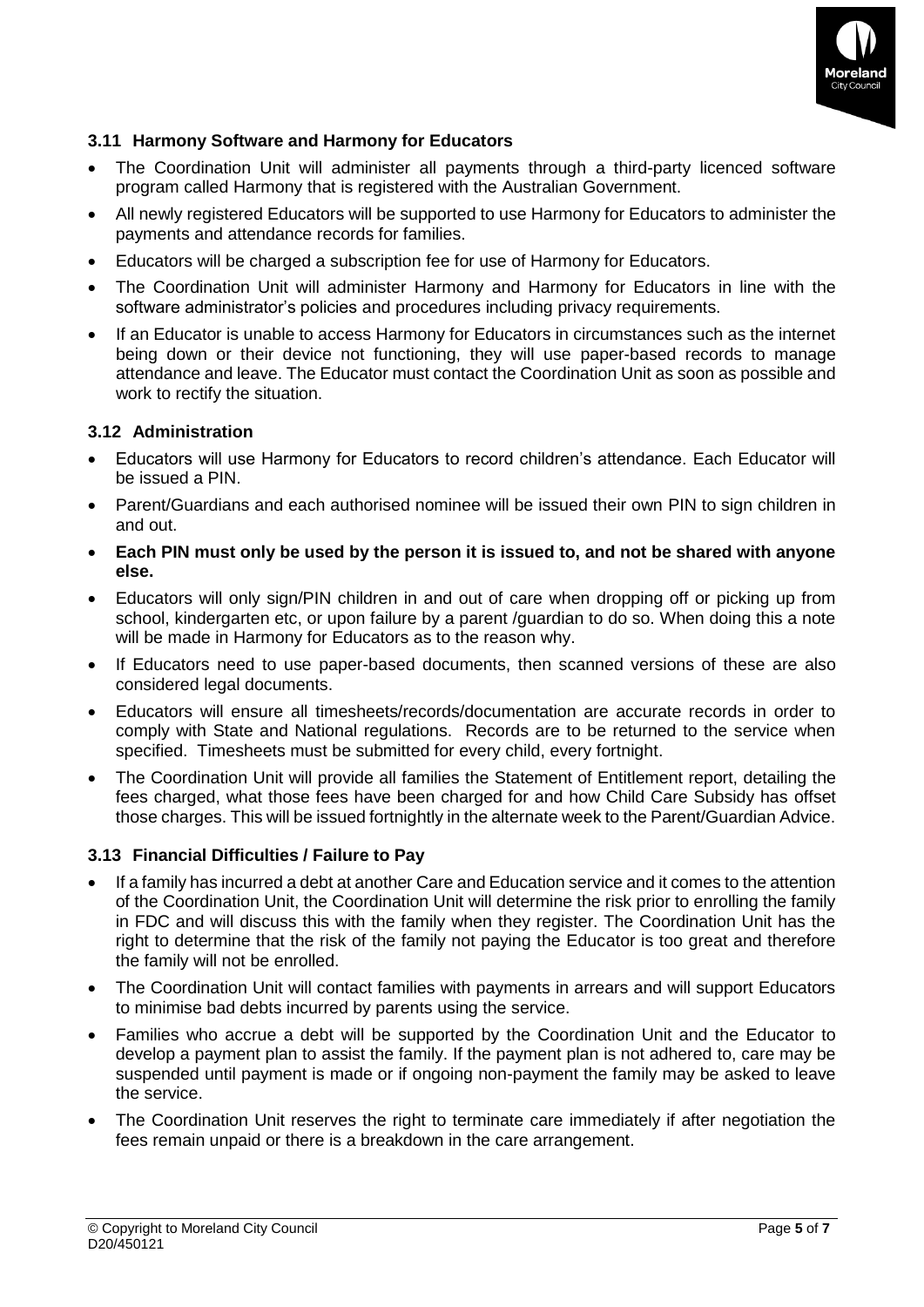### 3.11 Harmony Software and Harmony for Educators

- The Coordination Unit will administer all payments through a third-party licenced software program called Harmony that is registered with the Australian Government.
- All newly registered Educators will be supported to use Harmony for Educators to administer the payments and attendance records for families.
- Educators will be charged a subscription fee for use of Harmony for Educators.
- The Coordination Unit will administer Harmony and Harmony for Educators in line with the software administrator's policies and procedures including privacy requirements.
- If an Educator is unable to access Harmony for Educators in circumstances such as the internet being down or their device not functioning, they will use paper-based records to manage attendance and leave. The Educator must contact the Coordination Unit as soon as possible and work to rectify the situation.

### 3.12 Administration

- Educators will use Harmony for Educators to record children's attendance. Each Educator will be issued a PIN.
- Parent/Guardians and each authorised nominee will be issued their own PIN to sign children in and out.
- **Each PIN must only be used by the person it is issued to, and not be shared with anyone else.**
- Educators will only sign/PIN children in and out of care when dropping off or picking up from school, kindergarten etc, or upon failure by a parent /guardian to do so. When doing this a note will be made in Harmony for Educators as to the reason why.
- If Educators need to use paper-based documents, then scanned versions of these are also considered legal documents.
- Educators will ensure all timesheets/records/documentation are accurate records in order to comply with State and National regulations. Records are to be returned to the service when specified. Timesheets must be submitted for every child, every fortnight.
- The Coordination Unit will provide all families the Statement of Entitlement report, detailing the fees charged, what those fees have been charged for and how Child Care Subsidy has offset those charges. This will be issued fortnightly in the alternate week to the Parent/Guardian Advice.

### 3.13 Financial Difficulties / Failure to Pay

- If a family has incurred a debt at another Care and Education service and it comes to the attention of the Coordination Unit, the Coordination Unit will determine the risk prior to enrolling the family in FDC and will discuss this with the family when they register. The Coordination Unit has the right to determine that the risk of the family not paying the Educator is too great and therefore the family will not be enrolled.
- The Coordination Unit will contact families with payments in arrears and will support Educators to minimise bad debts incurred by parents using the service.
- Families who accrue a debt will be supported by the Coordination Unit and the Educator to develop a payment plan to assist the family. If the payment plan is not adhered to, care may be suspended until payment is made or if ongoing non-payment the family may be asked to leave the service.
- The Coordination Unit reserves the right to terminate care immediately if after negotiation the fees remain unpaid or there is a breakdown in the care arrangement.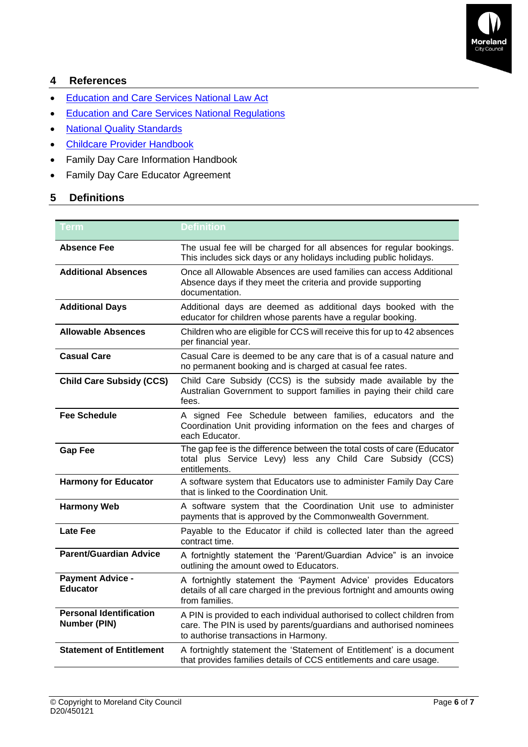## 4 References

- Education and Care Services National Law Act
- Education and Care Services National Regulations
- National Quality Standards
- Childcare Provider Handbook
- Family Day Care Information Handbook
- Family Day Care Educator Agreement

## 5 Definitions

| Term | Definition |
|---|---|
| **Absence Fee** | The usual fee will be charged for all absences for regular bookings. This includes sick days or any holidays including public holidays. |
| **Additional Absences** | Once all Allowable Absences are used families can access Additional Absence days if they meet the criteria and provide supporting documentation. |
| **Additional Days** | Additional days are deemed as additional days booked with the educator for children whose parents have a regular booking. |
| **Allowable Absences** | Children who are eligible for CCS will receive this for up to 42 absences per financial year. |
| **Casual Care** | Casual Care is deemed to be any care that is of a casual nature and no permanent booking and is charged at casual fee rates. |
| **Child Care Subsidy (CCS)** | Child Care Subsidy (CCS) is the subsidy made available by the Australian Government to support families in paying their child care fees. |
| **Fee Schedule** | A signed Fee Schedule between families, educators and the Coordination Unit providing information on the fees and charges of each Educator. |
| **Gap Fee** | The gap fee is the difference between the total costs of care (Educator total plus Service Levy) less any Child Care Subsidy (CCS) entitlements. |
| **Harmony for Educator** | A software system that Educators use to administer Family Day Care that is linked to the Coordination Unit. |
| **Harmony Web** | A software system that the Coordination Unit use to administer payments that is approved by the Commonwealth Government. |
| **Late Fee** | Payable to the Educator if child is collected later than the agreed contract time. |
| **Parent/Guardian Advice** | A fortnightly statement the 'Parent/Guardian Advice" is an invoice outlining the amount owed to Educators. |
| **Payment Advice - Educator** | A fortnightly statement the 'Payment Advice' provides Educators details of all care charged in the previous fortnight and amounts owing from families. |
| **Personal Identification Number (PIN)** | A PIN is provided to each individual authorised to collect children from care. The PIN is used by parents/guardians and authorised nominees to authorise transactions in Harmony. |
| **Statement of Entitlement** | A fortnightly statement the 'Statement of Entitlement' is a document that provides families details of CCS entitlements and care usage. |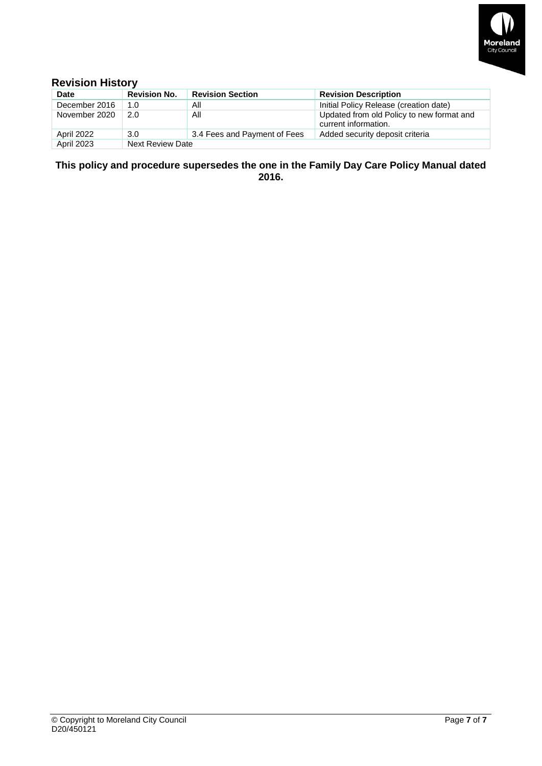## Revision History

| Date | Revision No. | Revision Section | Revision Description |
|---|---|---|---|
| December 2016 | 1.0 | All | Initial Policy Release (creation date) |
| November 2020 | 2.0 | All | Updated from old Policy to new format and current information. |
| April 2022 | 3.0 | 3.4 Fees and Payment of Fees | Added security deposit criteria |
| April 2023 | Next Review Date | | |

**This policy and procedure supersedes the one in the Family Day Care Policy Manual dated 2016.**